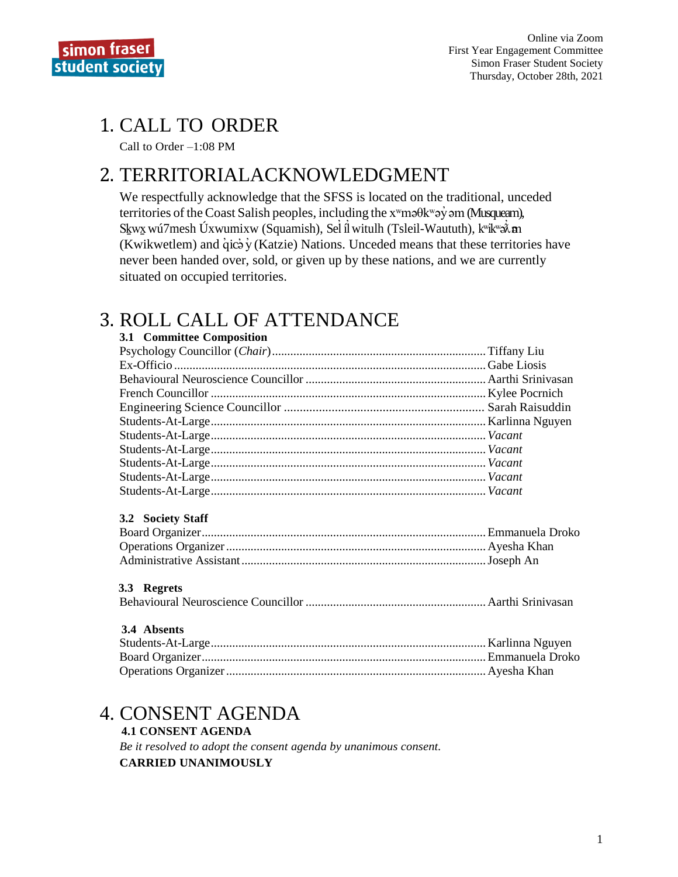Online via Zoom
First Year Engagement Committee
Simon Fraser Student Society
Thursday, October 28th, 2021

# 1. CALL TO ORDER

Call to Order –1:08 PM

# 2. TERRITORIALACKNOWLEDGMENT

We respectfully acknowledge that the SFSS is located on the traditional, unceded territories of the Coast Salish peoples, including the xʷməθkʷəy̓əm (Musqueam), Sḵwx̱wú7mesh Úxwumixw (Squamish), Sel̓íl̓witulh (Tsleil-Waututh), kʷikʷəƛ̓əm (Kwikwetlem) and q̓icə̓y̓ (Katzie) Nations. Unceded means that these territories have never been handed over, sold, or given up by these nations, and we are currently situated on occupied territories.

# 3. ROLL CALL OF ATTENDANCE

### 3.1 Committee Composition

| Position | Name |
|---|---|
| Psychology Councillor (*Chair*) | Tiffany Liu |
| Ex-Officio | Gabe Liosis |
| Behavioural Neuroscience Councillor | Aarthi Srinivasan |
| French Councillor | Kylee Pocrnich |
| Engineering Science Councillor | Sarah Raisuddin |
| Students-At-Large | Karlinna Nguyen |
| Students-At-Large | *Vacant* |
| Students-At-Large | *Vacant* |
| Students-At-Large | *Vacant* |
| Students-At-Large | *Vacant* |
| Students-At-Large | *Vacant* |

### 3.2 Society Staff

| Position | Name |
|---|---|
| Board Organizer | Emmanuela Droko |
| Operations Organizer | Ayesha Khan |
| Administrative Assistant | Joseph An |

### 3.3 Regrets

| Position | Name |
|---|---|
| Behavioural Neuroscience Councillor | Aarthi Srinivasan |

### 3.4 Absents

| Position | Name |
|---|---|
| Students-At-Large | Karlinna Nguyen |
| Board Organizer | Emmanuela Droko |
| Operations Organizer | Ayesha Khan |

# 4. CONSENT AGENDA

### 4.1 CONSENT AGENDA

*Be it resolved to adopt the consent agenda by unanimous consent.*

**CARRIED UNANIMOUSLY**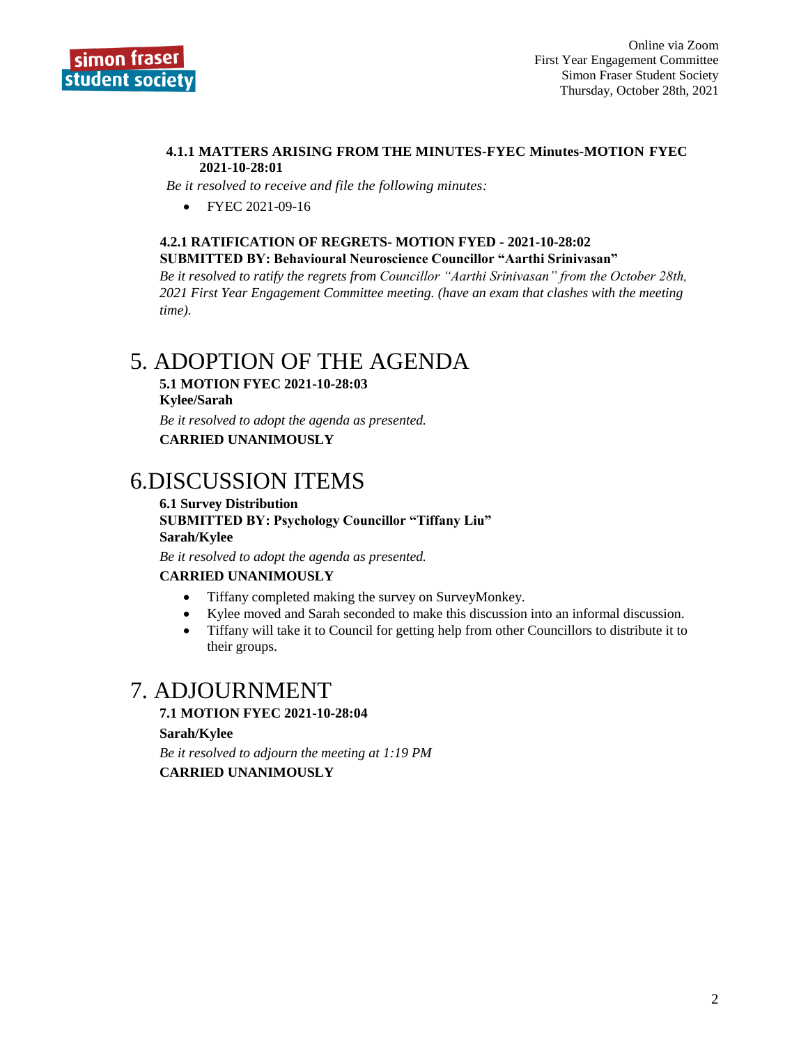#### 4.1.1 MATTERS ARISING FROM THE MINUTES-FYEC Minutes-MOTION FYEC 2021-10-28:01

*Be it resolved to receive and file the following minutes:*

- FYEC 2021-09-16

#### 4.2.1 RATIFICATION OF REGRETS- MOTION FYED - 2021-10-28:02

**SUBMITTED BY: Behavioural Neuroscience Councillor "Aarthi Srinivasan"**

*Be it resolved to ratify the regrets from Councillor "Aarthi Srinivasan" from the October 28th, 2021 First Year Engagement Committee meeting. (have an exam that clashes with the meeting time).*

# 5. ADOPTION OF THE AGENDA

**5.1 MOTION FYEC 2021-10-28:03**

**Kylee/Sarah**

*Be it resolved to adopt the agenda as presented.*

**CARRIED UNANIMOUSLY**

# 6.DISCUSSION ITEMS

**6.1 Survey Distribution**

**SUBMITTED BY: Psychology Councillor "Tiffany Liu"**

**Sarah/Kylee**

*Be it resolved to adopt the agenda as presented.*

**CARRIED UNANIMOUSLY**

- Tiffany completed making the survey on SurveyMonkey.
- Kylee moved and Sarah seconded to make this discussion into an informal discussion.
- Tiffany will take it to Council for getting help from other Councillors to distribute it to their groups.

# 7. ADJOURNMENT

**7.1 MOTION FYEC 2021-10-28:04**

**Sarah/Kylee**

*Be it resolved to adjourn the meeting at 1:19 PM*

**CARRIED UNANIMOUSLY**